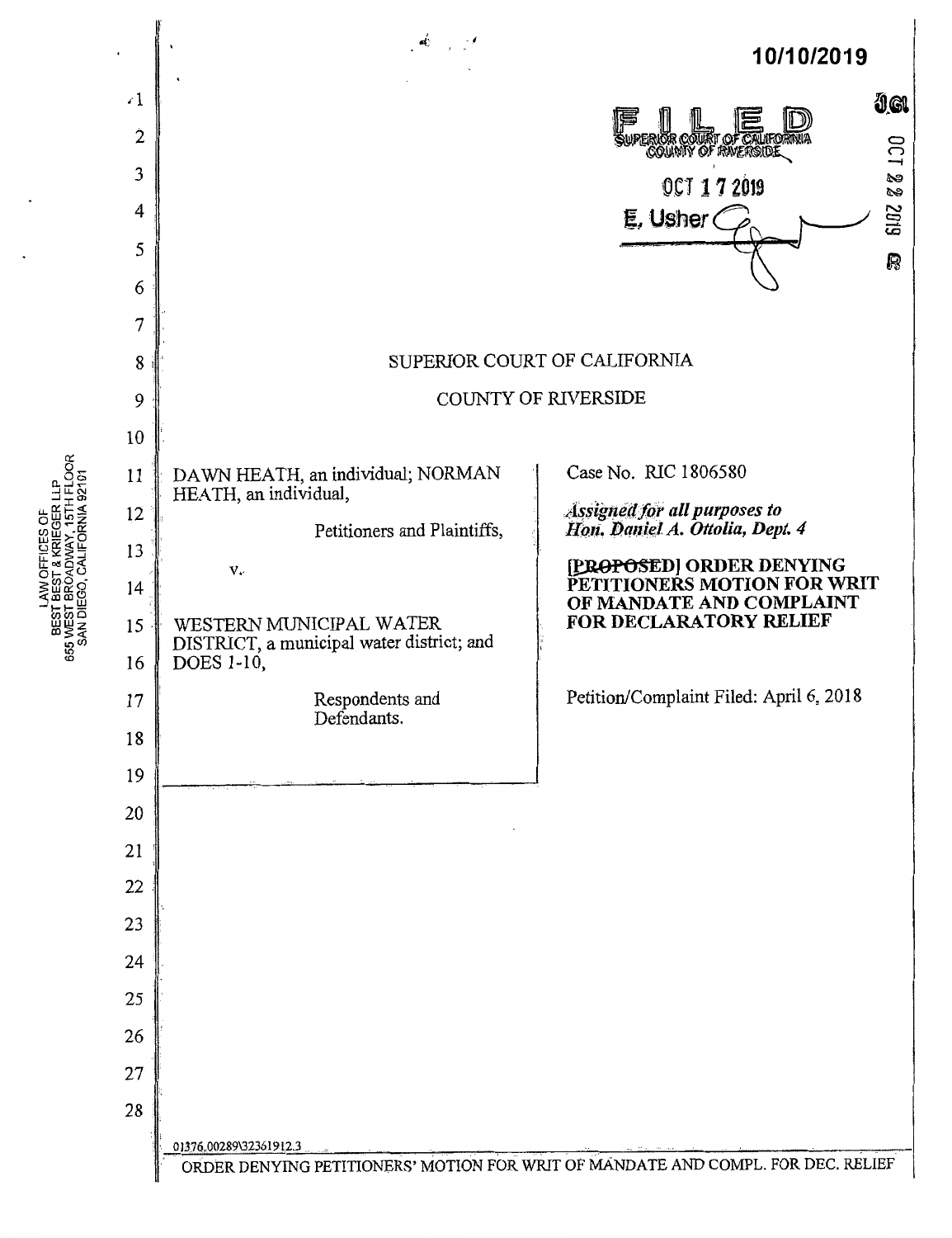10/10/2019

FILED
SUPERIOR COURT OF CALIFORNIA
COUNTY OF RIVERSIDE

OCT 17 2019

E. Usher

OCT 22 2019

SUPERIOR COURT OF CALIFORNIA

COUNTY OF RIVERSIDE

DAWN HEATH, an individual; NORMAN HEATH, an individual,

Petitioners and Plaintiffs,

v.

WESTERN MUNICIPAL WATER DISTRICT, a municipal water district; and DOES 1-10,

Respondents and Defendants.

Case No. RIC 1806580

*Assigned for all purposes to Hon. Daniel A. Ottolia, Dept. 4*

**~~[PROPOSED]~~ ORDER DENYING PETITIONERS MOTION FOR WRIT OF MANDATE AND COMPLAINT FOR DECLARATORY RELIEF**

Petition/Complaint Filed: April 6, 2018

LAW OFFICES OF
BEST BEST & KRIEGER LLP
655 WEST BROADWAY, 15TH FLOOR
SAN DIEGO, CALIFORNIA 92101

01376.00289\32361912.3

ORDER DENYING PETITIONERS' MOTION FOR WRIT OF MANDATE AND COMPL. FOR DEC. RELIEF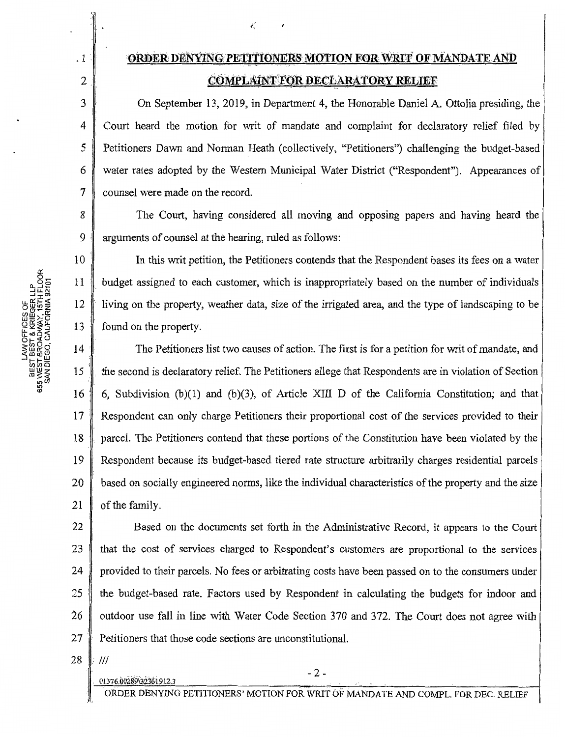# ORDER DENYING PETITIONERS MOTION FOR WRIT OF MANDATE AND COMPLAINT FOR DECLARATORY RELIEF

On September 13, 2019, in Department 4, the Honorable Daniel A. Ottolia presiding, the Court heard the motion for writ of mandate and complaint for declaratory relief filed by Petitioners Dawn and Norman Heath (collectively, "Petitioners") challenging the budget-based water rates adopted by the Western Municipal Water District ("Respondent"). Appearances of counsel were made on the record.

The Court, having considered all moving and opposing papers and having heard the arguments of counsel at the hearing, ruled as follows:

In this writ petition, the Petitioners contends that the Respondent bases its fees on a water budget assigned to each customer, which is inappropriately based on the number of individuals living on the property, weather data, size of the irrigated area, and the type of landscaping to be found on the property.

The Petitioners list two causes of action. The first is for a petition for writ of mandate, and the second is declaratory relief. The Petitioners allege that Respondents are in violation of Section 6, Subdivision (b)(1) and (b)(3), of Article XIII D of the California Constitution; and that Respondent can only charge Petitioners their proportional cost of the services provided to their parcel. The Petitioners contend that these portions of the Constitution have been violated by the Respondent because its budget-based tiered rate structure arbitrarily charges residential parcels based on socially engineered norms, like the individual characteristics of the property and the size of the family.

Based on the documents set forth in the Administrative Record, it appears to the Court that the cost of services charged to Respondent's customers are proportional to the services provided to their parcels. No fees or arbitrating costs have been passed on to the consumers under the budget-based rate. Factors used by Respondent in calculating the budgets for indoor and outdoor use fall in line with Water Code Section 370 and 372. The Court does not agree with Petitioners that those code sections are unconstitutional.

///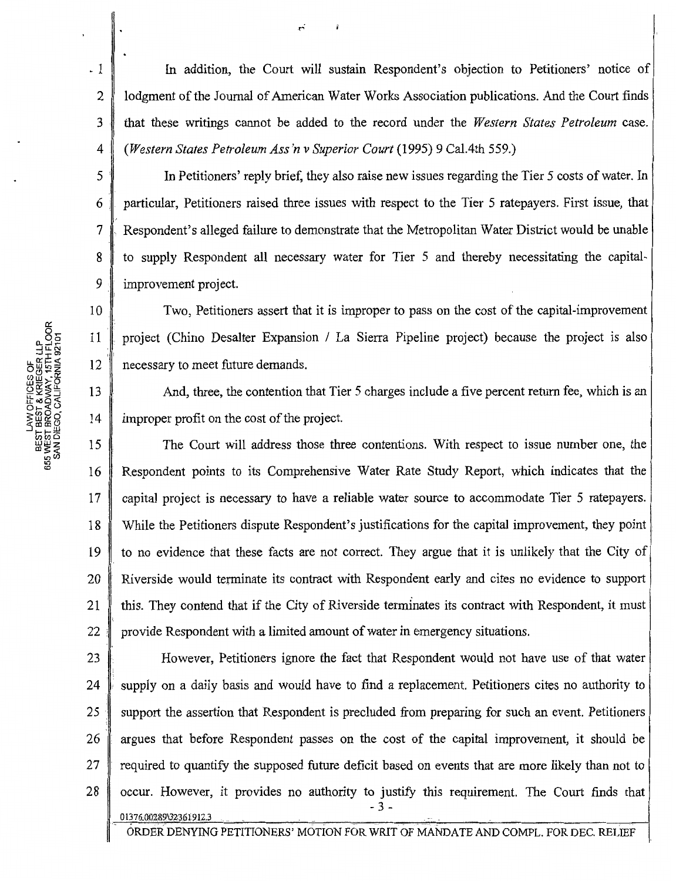In addition, the Court will sustain Respondent's objection to Petitioners' notice of lodgment of the Journal of American Water Works Association publications. And the Court finds that these writings cannot be added to the record under the *Western States Petroleum* case. (*Western States Petroleum Ass'n v Superior Court* (1995) 9 Cal.4th 559.)

In Petitioners' reply brief, they also raise new issues regarding the Tier 5 costs of water. In particular, Petitioners raised three issues with respect to the Tier 5 ratepayers. First issue, that Respondent's alleged failure to demonstrate that the Metropolitan Water District would be unable to supply Respondent all necessary water for Tier 5 and thereby necessitating the capital-improvement project.

Two, Petitioners assert that it is improper to pass on the cost of the capital-improvement project (Chino Desalter Expansion / La Sierra Pipeline project) because the project is also necessary to meet future demands.

And, three, the contention that Tier 5 charges include a five percent return fee, which is an improper profit on the cost of the project.

The Court will address those three contentions. With respect to issue number one, the Respondent points to its Comprehensive Water Rate Study Report, which indicates that the capital project is necessary to have a reliable water source to accommodate Tier 5 ratepayers. While the Petitioners dispute Respondent's justifications for the capital improvement, they point to no evidence that these facts are not correct. They argue that it is unlikely that the City of Riverside would terminate its contract with Respondent early and cites no evidence to support this. They contend that if the City of Riverside terminates its contract with Respondent, it must provide Respondent with a limited amount of water in emergency situations.

However, Petitioners ignore the fact that Respondent would not have use of that water supply on a daily basis and would have to find a replacement. Petitioners cites no authority to support the assertion that Respondent is precluded from preparing for such an event. Petitioners argues that before Respondent passes on the cost of the capital improvement, it should be required to quantify the supposed future deficit based on events that are more likely than not to occur. However, it provides no authority to justify this requirement. The Court finds that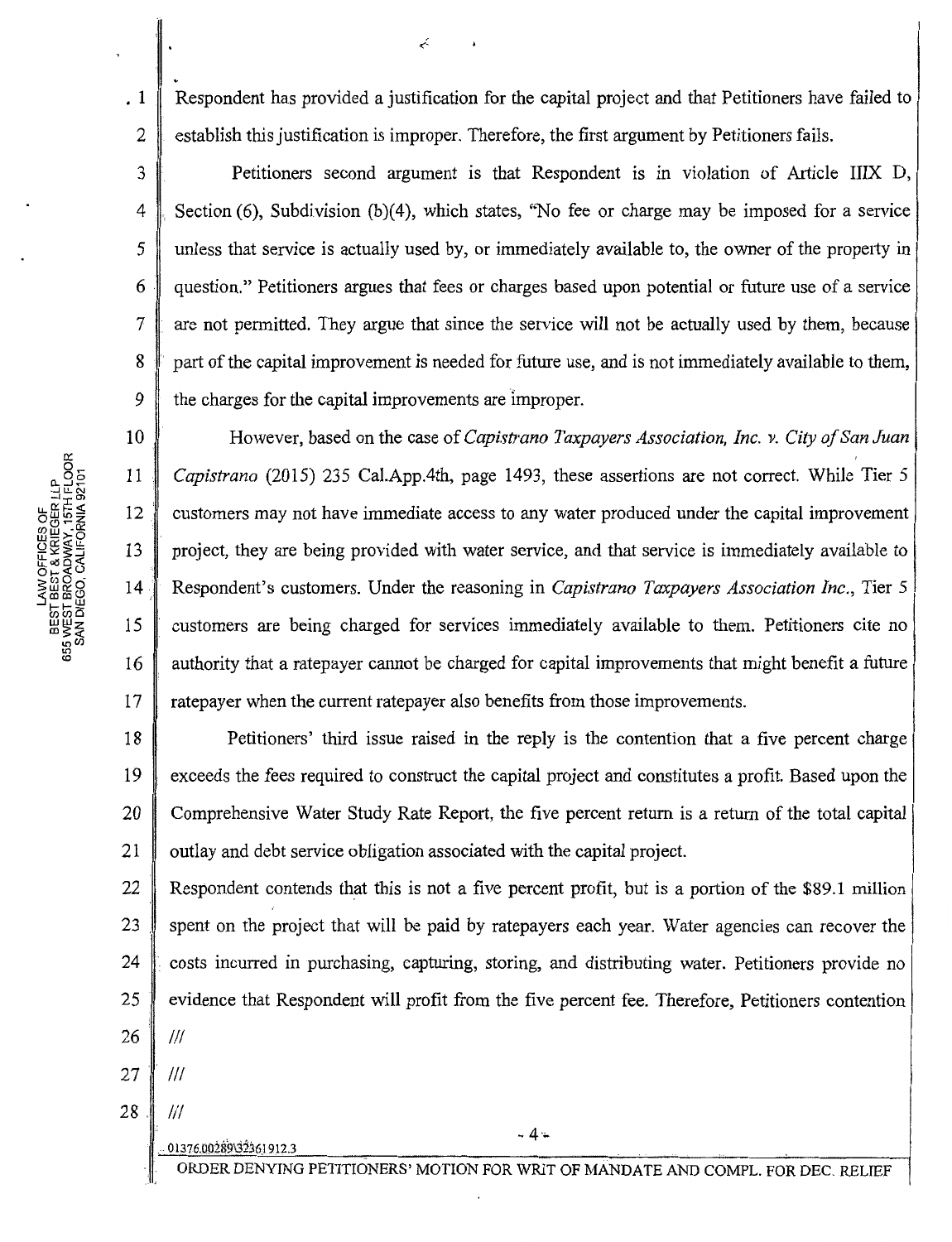Respondent has provided a justification for the capital project and that Petitioners have failed to establish this justification is improper. Therefore, the first argument by Petitioners fails.

Petitioners second argument is that Respondent is in violation of Article IIIX D, Section (6), Subdivision (b)(4), which states, "No fee or charge may be imposed for a service unless that service is actually used by, or immediately available to, the owner of the property in question." Petitioners argues that fees or charges based upon potential or future use of a service are not permitted. They argue that since the service will not be actually used by them, because part of the capital improvement is needed for future use, and is not immediately available to them, the charges for the capital improvements are improper.

However, based on the case of *Capistrano Taxpayers Association, Inc. v. City of San Juan Capistrano* (2015) 235 Cal.App.4th, page 1493, these assertions are not correct. While Tier 5 customers may not have immediate access to any water produced under the capital improvement project, they are being provided with water service, and that service is immediately available to Respondent's customers. Under the reasoning in *Capistrano Taxpayers Association Inc.*, Tier 5 customers are being charged for services immediately available to them. Petitioners cite no authority that a ratepayer cannot be charged for capital improvements that might benefit a future ratepayer when the current ratepayer also benefits from those improvements.

Petitioners' third issue raised in the reply is the contention that a five percent charge exceeds the fees required to construct the capital project and constitutes a profit. Based upon the Comprehensive Water Study Rate Report, the five percent return is a return of the total capital outlay and debt service obligation associated with the capital project.

Respondent contends that this is not a five percent profit, but is a portion of the $89.1 million spent on the project that will be paid by ratepayers each year. Water agencies can recover the costs incurred in purchasing, capturing, storing, and distributing water. Petitioners provide no evidence that Respondent will profit from the five percent fee. Therefore, Petitioners contention

///

///

///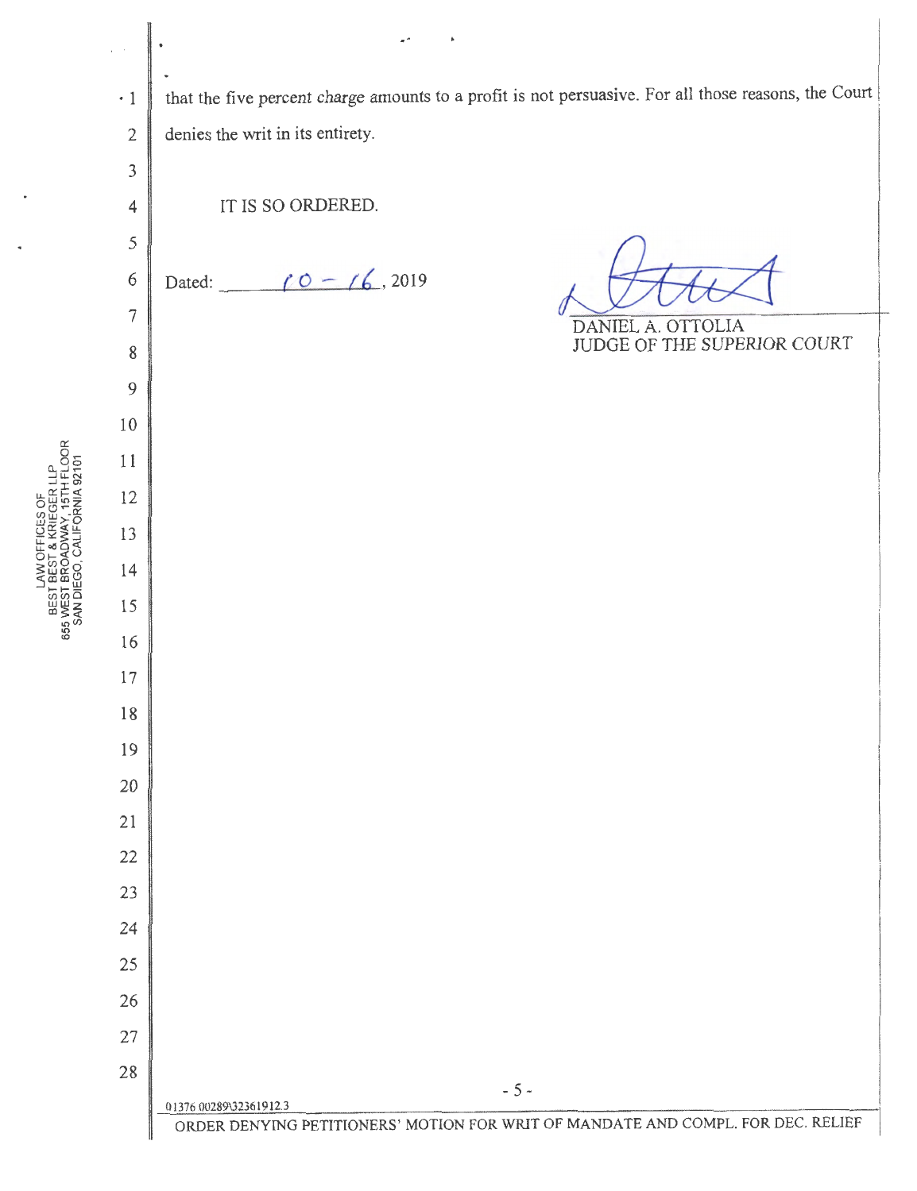that the five percent charge amounts to a profit is not persuasive. For all those reasons, the Court denies the writ in its entirety.

IT IS SO ORDERED.

Dated: 10 - 16, 2019

DANIEL A. OTTOLIA
JUDGE OF THE SUPERIOR COURT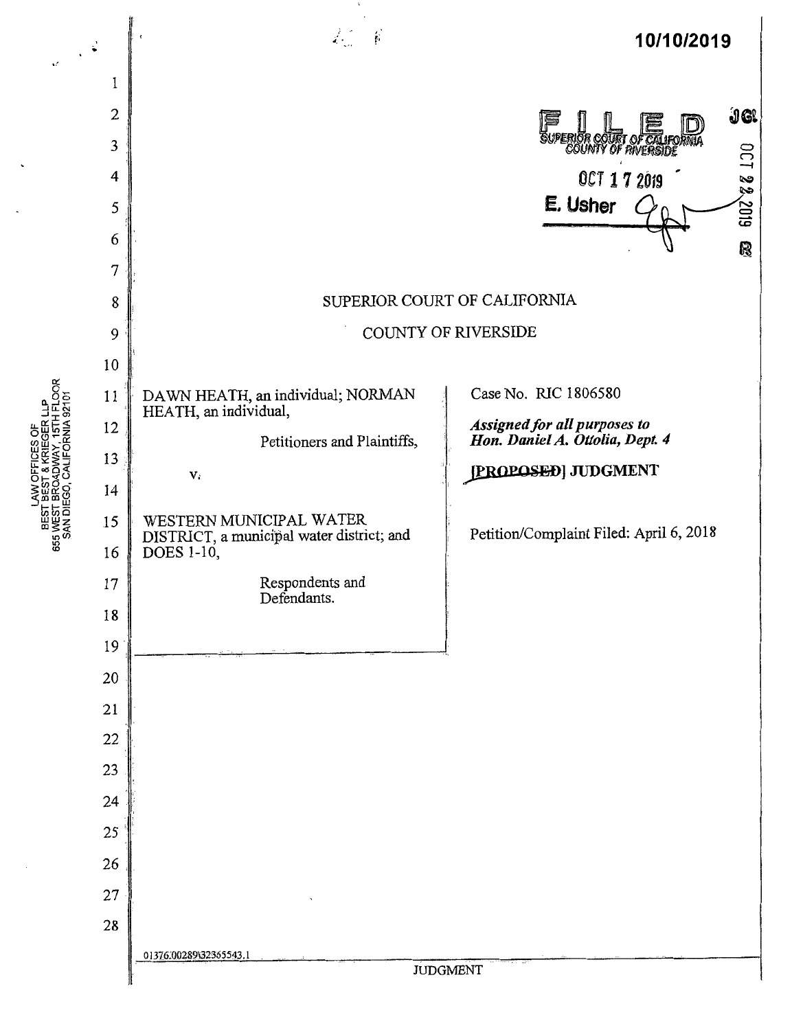10/10/2019

FILED
SUPERIOR COURT OF CALIFORNIA
COUNTY OF RIVERSIDE

OCT 17 2019

E. Usher

SUPERIOR COURT OF CALIFORNIA

COUNTY OF RIVERSIDE

| | |
|---|---|
| DAWN HEATH, an individual; NORMAN HEATH, an individual,<br><br>Petitioners and Plaintiffs,<br><br>v.<br><br>WESTERN MUNICIPAL WATER DISTRICT, a municipal water district; and DOES 1-10,<br><br>Respondents and Defendants. | Case No. RIC 1806580<br><br>***Assigned for all purposes to Hon. Daniel A. Ottolia, Dept. 4***<br><br>**~~[PROPOSED]~~ JUDGMENT**<br><br>Petition/Complaint Filed: April 6, 2018 |

01376.00289\32365543.1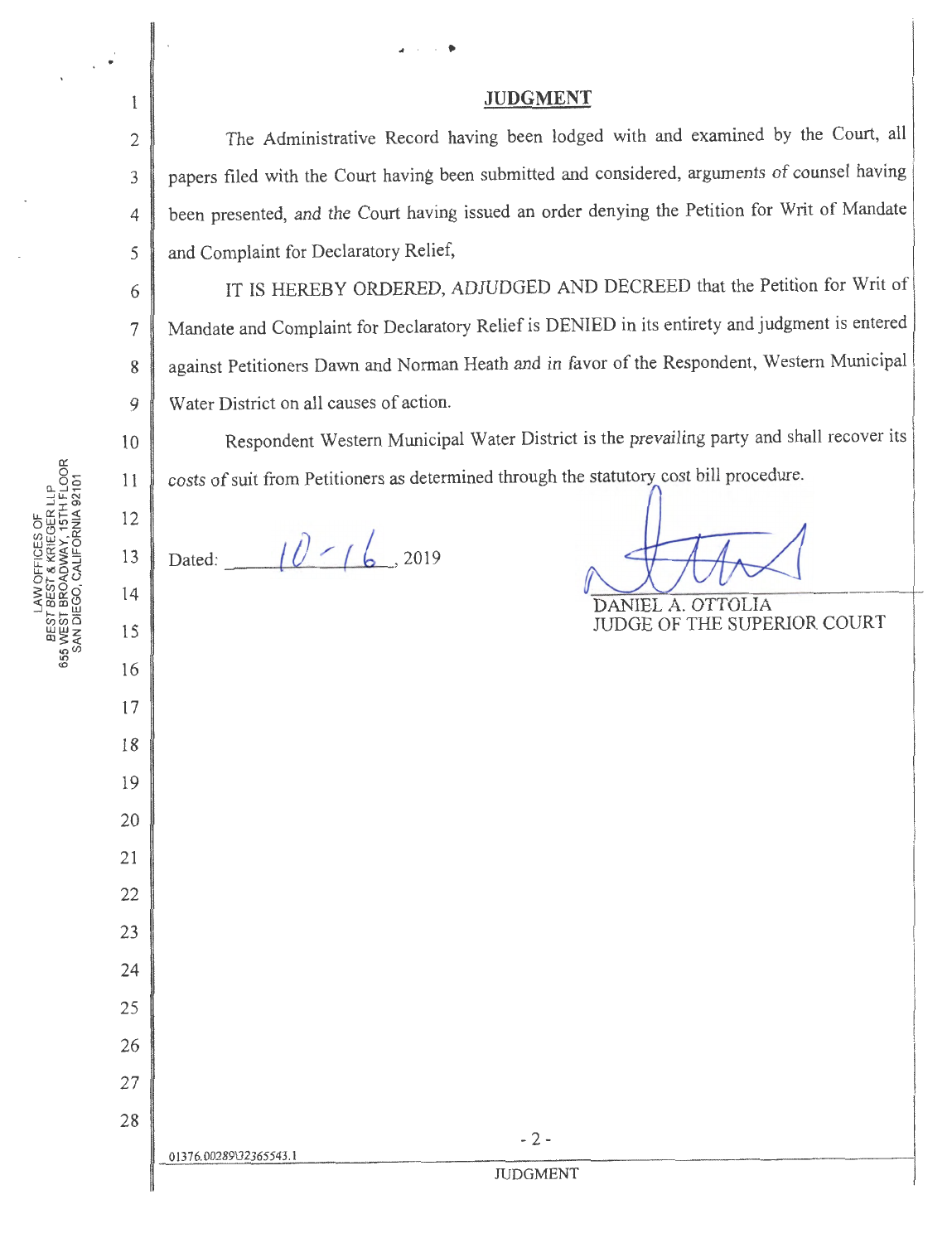# JUDGMENT

The Administrative Record having been lodged with and examined by the Court, all papers filed with the Court having been submitted and considered, arguments of counsel having been presented, and the Court having issued an order denying the Petition for Writ of Mandate and Complaint for Declaratory Relief,

IT IS HEREBY ORDERED, ADJUDGED AND DECREED that the Petition for Writ of Mandate and Complaint for Declaratory Relief is DENIED in its entirety and judgment is entered against Petitioners Dawn and Norman Heath and in favor of the Respondent, Western Municipal Water District on all causes of action.

Respondent Western Municipal Water District is the prevailing party and shall recover its costs of suit from Petitioners as determined through the statutory cost bill procedure.

Dated: 10-16, 2019

DANIEL A. OTTOLIA
JUDGE OF THE SUPERIOR COURT

LAW OFFICES OF
BEST BEST & KRIEGER LLP
655 WEST BROADWAY, 15TH FLOOR
SAN DIEGO, CALIFORNIA 92101

01376.00289\32365543.1

JUDGMENT